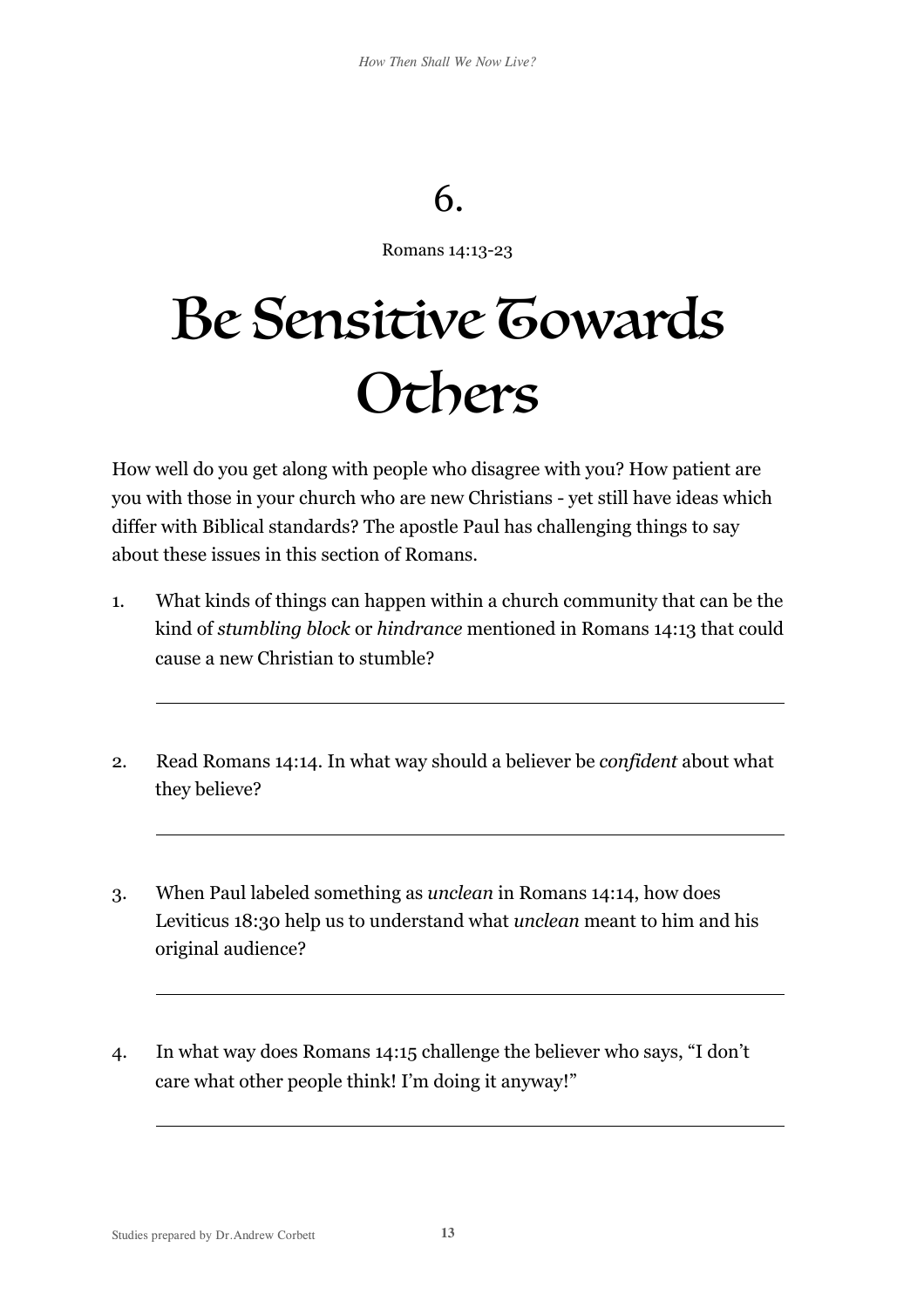# 6.

Romans 14:13-23

# Be Sensitive Towards Others

How well do you get along with people who disagree with you? How patient are you with those in your church who are new Christians - yet still have ideas which differ with Biblical standards? The apostle Paul has challenging things to say about these issues in this section of Romans.

1. What kinds of things can happen within a church community that can be the kind of *stumbling block* or *hindrance* mentioned in Romans 14:13 that could cause a new Christian to stumble?

   ___

2. Read Romans 14:14. In what way should a believer be *confident* about what they believe?

   ___

3. When Paul labeled something as *unclean* in Romans 14:14, how does Leviticus 18:30 help us to understand what *unclean* meant to him and his original audience?

   ___

4. In what way does Romans 14:15 challenge the believer who says, "I don't care what other people think! I'm doing it anyway!"

   ___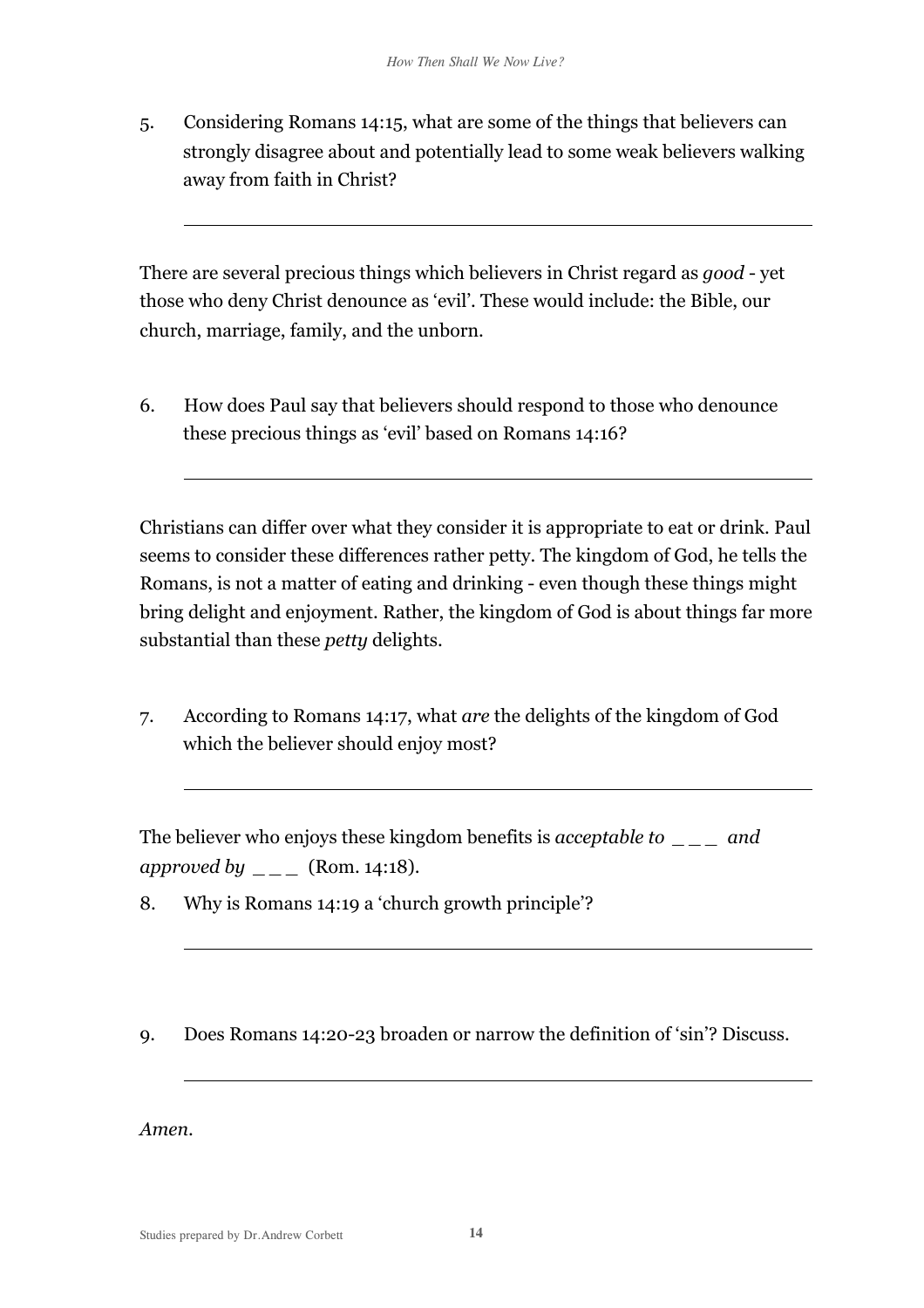5. Considering Romans 14:15, what are some of the things that believers can strongly disagree about and potentially lead to some weak believers walking away from faith in Christ?

___

There are several precious things which believers in Christ regard as *good* - yet those who deny Christ denounce as 'evil'. These would include: the Bible, our church, marriage, family, and the unborn.

6. How does Paul say that believers should respond to those who denounce these precious things as 'evil' based on Romans 14:16?

___

Christians can differ over what they consider it is appropriate to eat or drink. Paul seems to consider these differences rather petty. The kingdom of God, he tells the Romans, is not a matter of eating and drinking - even though these things might bring delight and enjoyment. Rather, the kingdom of God is about things far more substantial than these *petty* delights.

7. According to Romans 14:17, what *are* the delights of the kingdom of God which the believer should enjoy most?

___

The believer who enjoys these kingdom benefits is *acceptable to _ _ _ and approved by _ _ _* (Rom. 14:18).

8. Why is Romans 14:19 a 'church growth principle'?

___

9. Does Romans 14:20-23 broaden or narrow the definition of 'sin'? Discuss.

___

*Amen.*